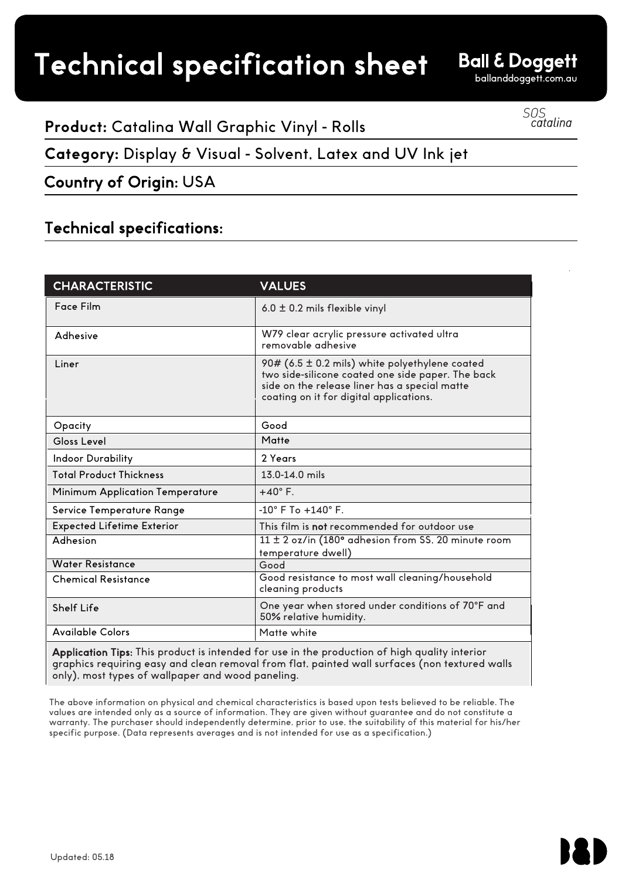# Technical specification sheet

**Ball & Doggett**
balllanddoggett.com.au

SOS catalina

**Product:** Catalina Wall Graphic Vinyl - Rolls

**Category:** Display & Visual - Solvent, Latex and UV Ink jet

**Country of Origin:** USA

## Technical specifications:

| CHARACTERISTIC | VALUES |
|---|---|
| Face Film | 6.0 ± 0.2 mils flexible vinyl |
| Adhesive | W79 clear acrylic pressure activated ultra removable adhesive |
| Liner | 90# (6.5 ± 0.2 mils) white polyethylene coated two side-silicone coated one side paper. The back side on the release liner has a special matte coating on it for digital applications. |
| Opacity | Good |
| Gloss Level | Matte |
| Indoor Durability | 2 Years |
| Total Product Thickness | 13.0-14.0 mils |
| Minimum Application Temperature | +40° F. |
| Service Temperature Range | -10° F To +140° F. |
| Expected Lifetime Exterior | This film is **not** recommended for outdoor use |
| Adhesion | 11 ± 2 oz/in (180° adhesion from SS, 20 minute room temperature dwell) |
| Water Resistance | Good |
| Chemical Resistance | Good resistance to most wall cleaning/household cleaning products |
| Shelf Life | One year when stored under conditions of 70°F and 50% relative humidity. |
| Available Colors | Matte white |

**Application Tips:** This product is intended for use in the production of high quality interior graphics requiring easy and clean removal from flat, painted wall surfaces (non textured walls only), most types of wallpaper and wood paneling.

The above information on physical and chemical characteristics is based upon tests believed to be reliable. The values are intended only as a source of information. They are given without guarantee and do not constitute a warranty. The purchaser should independently determine, prior to use, the suitability of this material for his/her specific purpose. (Data represents averages and is not intended for use as a specification.)

Updated: 05.18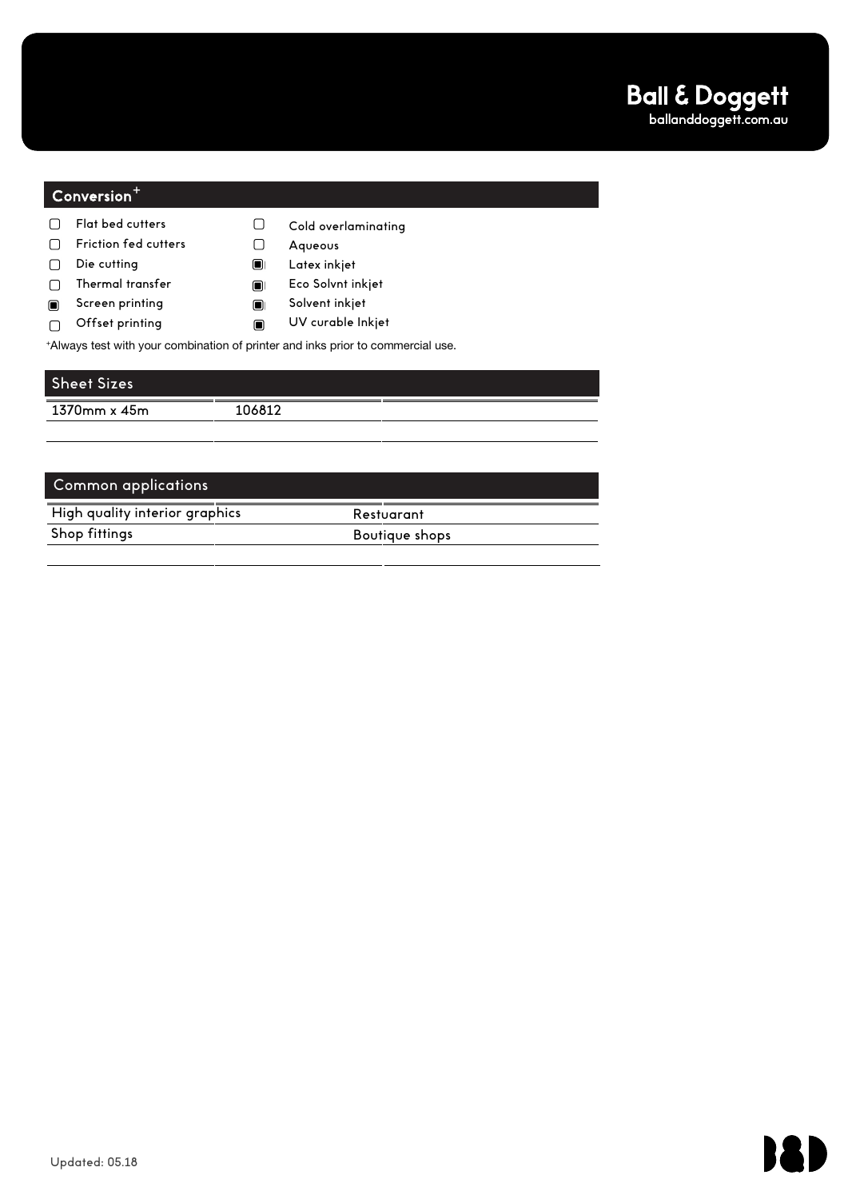## Conversion+

- [ ] Flat bed cutters
- [ ] Friction fed cutters
- [ ] Die cutting
- [ ] Thermal transfer
- [x] Screen printing
- [ ] Offset printing
- [ ] Cold overlaminating
- [ ] Aqueous
- [x] Latex inkjet
- [x] Eco Solvnt inkjet
- [x] Solvent inkjet
- [x] UV curable Inkjet

+Always test with your combination of printer and inks prior to commercial use.

## Sheet Sizes

| | | |
|---|---|---|
| 1370mm x 45m | 106812 | |
| | | |

## Common applications

| | |
|---|---|
| High quality interior graphics | Restuarant |
| Shop fittings | Boutique shops |
| | |

Updated: 05.18